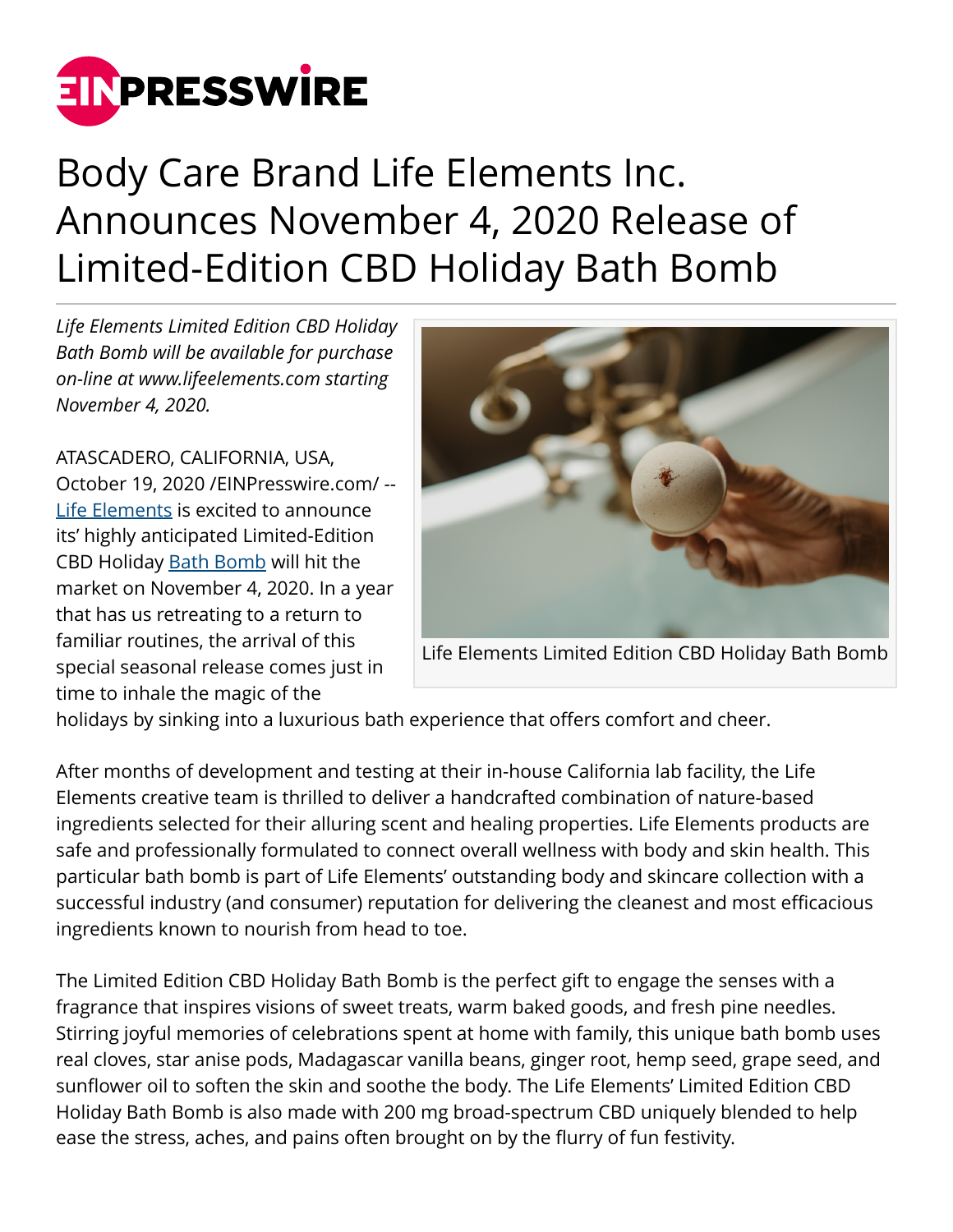# Body Care Brand Life Elements Inc. Announces November 4, 2020 Release of Limited-Edition CBD Holiday Bath Bomb

*Life Elements Limited Edition CBD Holiday Bath Bomb will be available for purchase on-line at www.lifeelements.com starting November 4, 2020.*

Life Elements Limited Edition CBD Holiday Bath Bomb

ATASCADERO, CALIFORNIA, USA, October 19, 2020 /EINPresswire.com/ -- Life Elements is excited to announce its' highly anticipated Limited-Edition CBD Holiday Bath Bomb will hit the market on November 4, 2020. In a year that has us retreating to a return to familiar routines, the arrival of this special seasonal release comes just in time to inhale the magic of the holidays by sinking into a luxurious bath experience that offers comfort and cheer.

After months of development and testing at their in-house California lab facility, the Life Elements creative team is thrilled to deliver a handcrafted combination of nature-based ingredients selected for their alluring scent and healing properties. Life Elements products are safe and professionally formulated to connect overall wellness with body and skin health. This particular bath bomb is part of Life Elements' outstanding body and skincare collection with a successful industry (and consumer) reputation for delivering the cleanest and most efficacious ingredients known to nourish from head to toe.

The Limited Edition CBD Holiday Bath Bomb is the perfect gift to engage the senses with a fragrance that inspires visions of sweet treats, warm baked goods, and fresh pine needles. Stirring joyful memories of celebrations spent at home with family, this unique bath bomb uses real cloves, star anise pods, Madagascar vanilla beans, ginger root, hemp seed, grape seed, and sunflower oil to soften the skin and soothe the body. The Life Elements' Limited Edition CBD Holiday Bath Bomb is also made with 200 mg broad-spectrum CBD uniquely blended to help ease the stress, aches, and pains often brought on by the flurry of fun festivity.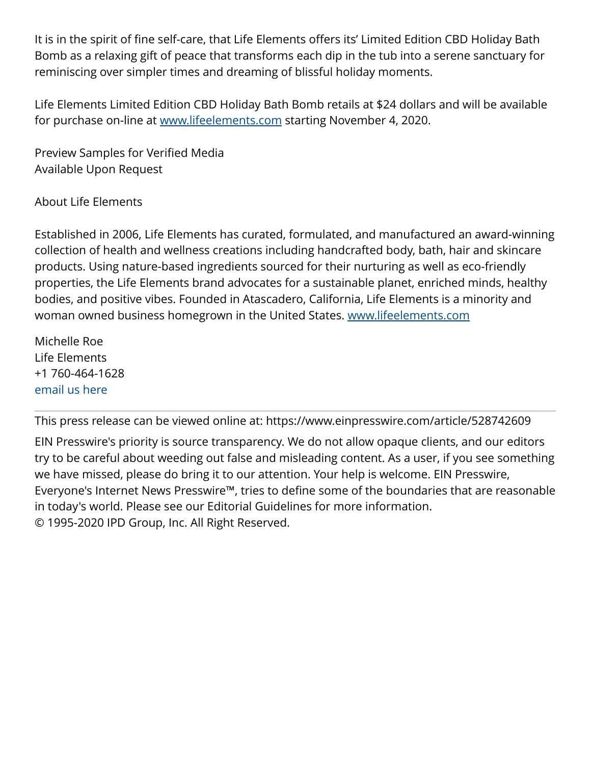It is in the spirit of fine self-care, that Life Elements offers its' Limited Edition CBD Holiday Bath Bomb as a relaxing gift of peace that transforms each dip in the tub into a serene sanctuary for reminiscing over simpler times and dreaming of blissful holiday moments.

Life Elements Limited Edition CBD Holiday Bath Bomb retails at $24 dollars and will be available for purchase on-line at www.lifeelements.com starting November 4, 2020.

Preview Samples for Verified Media
Available Upon Request

About Life Elements

Established in 2006, Life Elements has curated, formulated, and manufactured an award-winning collection of health and wellness creations including handcrafted body, bath, hair and skincare products. Using nature-based ingredients sourced for their nurturing as well as eco-friendly properties, the Life Elements brand advocates for a sustainable planet, enriched minds, healthy bodies, and positive vibes. Founded in Atascadero, California, Life Elements is a minority and woman owned business homegrown in the United States. www.lifeelements.com

Michelle Roe
Life Elements
+1 760-464-1628
email us here

---

This press release can be viewed online at: https://www.einpresswire.com/article/528742609

EIN Presswire's priority is source transparency. We do not allow opaque clients, and our editors try to be careful about weeding out false and misleading content. As a user, if you see something we have missed, please do bring it to our attention. Your help is welcome. EIN Presswire, Everyone's Internet News Presswire™, tries to define some of the boundaries that are reasonable in today's world. Please see our Editorial Guidelines for more information.
© 1995-2020 IPD Group, Inc. All Right Reserved.